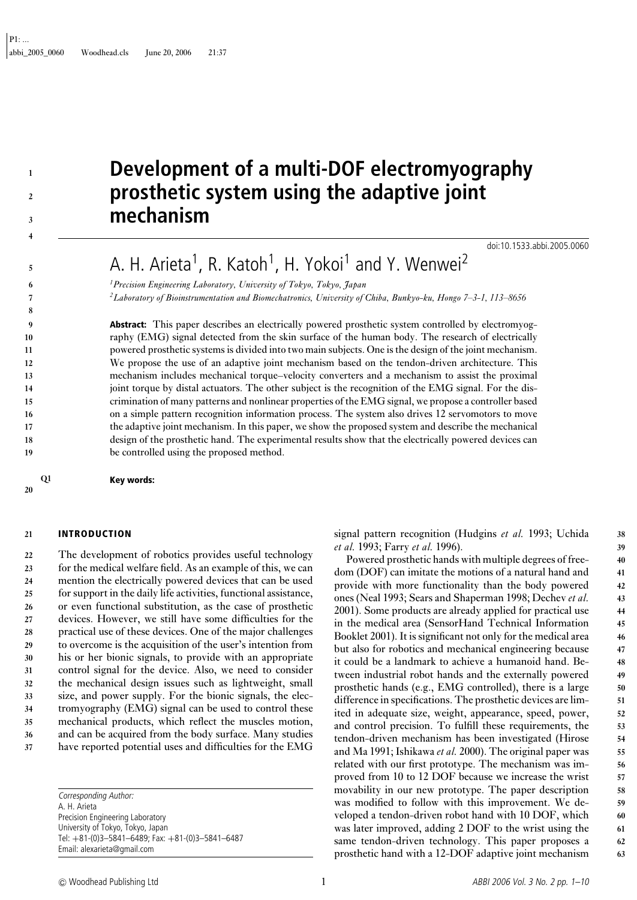# Development of a multi-DOF electromyography prosthetic system using the adaptive joint mechanism

doi:10.1533.abbi.2005.0060

A. H. Arieta[1], R. Katoh[1], H. Yokoi[1] and Y. Wenwei[2]

[1]*Precision Engineering Laboratory, University of Tokyo, Tokyo, Japan*
[2]*Laboratory of Bioinstrumentation and Biomechatronics, University of Chiba, Bunkyo-ku, Hongo 7–3-1, 113–8656*

**Abstract:** This paper describes an electrically powered prosthetic system controlled by electromyography (EMG) signal detected from the skin surface of the human body. The research of electrically powered prosthetic systems is divided into two main subjects. One is the design of the joint mechanism. We propose the use of an adaptive joint mechanism based on the tendon-driven architecture. This mechanism includes mechanical torque–velocity converters and a mechanism to assist the proximal joint torque by distal actuators. The other subject is the recognition of the EMG signal. For the discrimination of many patterns and nonlinear properties of the EMG signal, we propose a controller based on a simple pattern recognition information process. The system also drives 12 servomotors to move the adaptive joint mechanism. In this paper, we show the proposed system and describe the mechanical design of the prosthetic hand. The experimental results show that the electrically powered devices can be controlled using the proposed method.

Q1 **Key words:**

## INTRODUCTION

The development of robotics provides useful technology for the medical welfare field. As an example of this, we can mention the electrically powered devices that can be used for support in the daily life activities, functional assistance, or even functional substitution, as the case of prosthetic devices. However, we still have some difficulties for the practical use of these devices. One of the major challenges to overcome is the acquisition of the user's intention from his or her bionic signals, to provide with an appropriate control signal for the device. Also, we need to consider the mechanical design issues such as lightweight, small size, and power supply. For the bionic signals, the electromyography (EMG) signal can be used to control these mechanical products, which reflect the muscles motion, and can be acquired from the body surface. Many studies have reported potential uses and difficulties for the EMG signal pattern recognition (Hudgins *et al.* 1993; Uchida *et al.* 1993; Farry *et al.* 1996).

Powered prosthetic hands with multiple degrees of freedom (DOF) can imitate the motions of a natural hand and provide with more functionality than the body powered ones (Neal 1993; Sears and Shaperman 1998; Dechev *et al.* 2001). Some products are already applied for practical use in the medical area (SensorHand Technical Information Booklet 2001). It is significant not only for the medical area but also for robotics and mechanical engineering because it could be a landmark to achieve a humanoid hand. Between industrial robot hands and the externally powered prosthetic hands (e.g., EMG controlled), there is a large difference in specifications. The prosthetic devices are limited in adequate size, weight, appearance, speed, power, and control precision. To fulfill these requirements, the tendon-driven mechanism has been investigated (Hirose and Ma 1991; Ishikawa *et al.* 2000). The original paper was related with our first prototype. The mechanism was improved from 10 to 12 DOF because we increase the wrist movability in our new prototype. The paper description was modified to follow with this improvement. We developed a tendon-driven robot hand with 10 DOF, which was later improved, adding 2 DOF to the wrist using the same tendon-driven technology. This paper proposes a prosthetic hand with a 12-DOF adaptive joint mechanism

*Corresponding Author:*
A. H. Arieta
Precision Engineering Laboratory
University of Tokyo, Tokyo, Japan
Tel: +81-(0)3–5841–6489; Fax: +81-(0)3–5841–6487
Email: alexarieta@gmail.com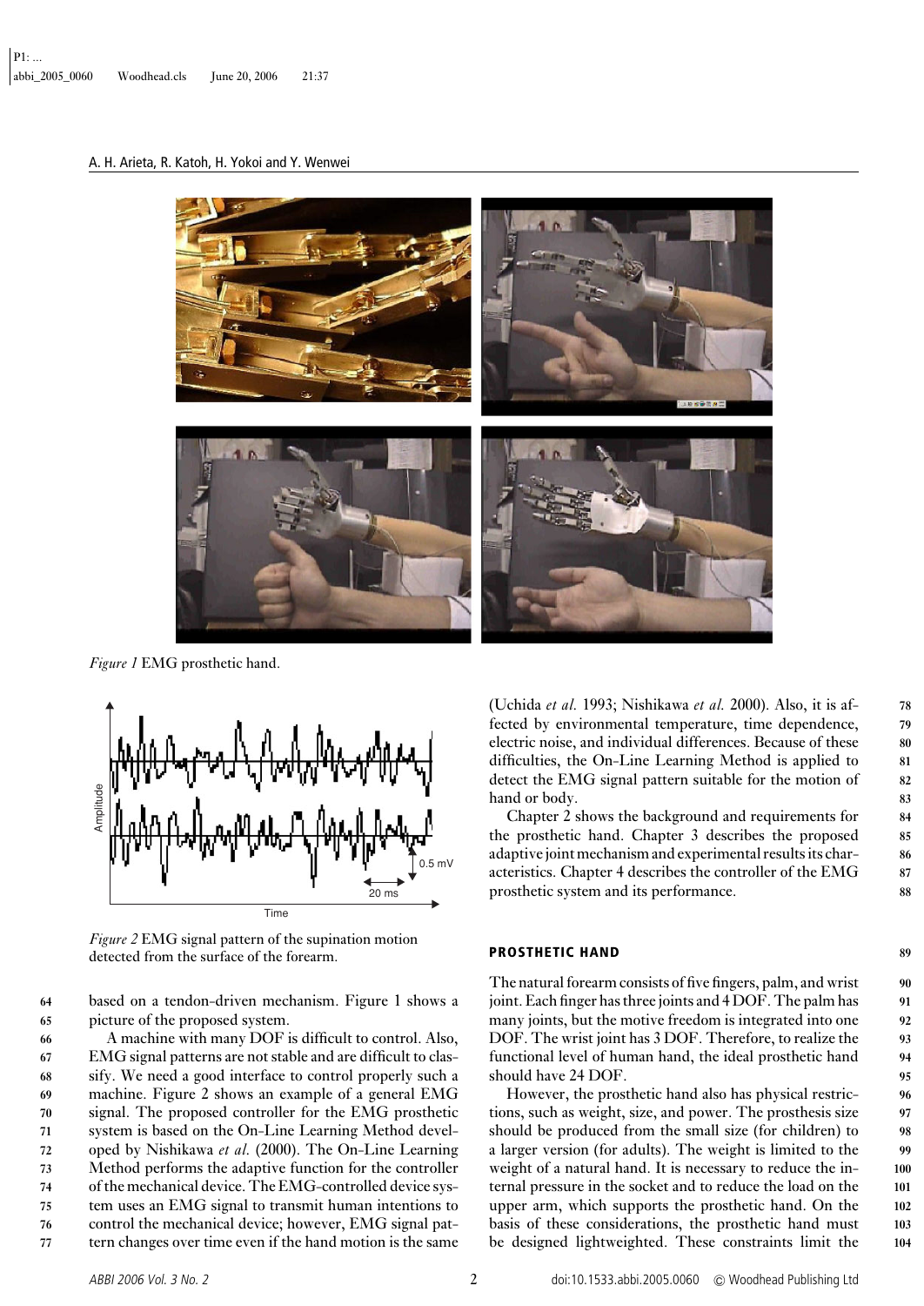Figure 1 EMG prosthetic hand.

Figure 2 EMG signal pattern of the supination motion detected from the surface of the forearm.

based on a tendon-driven mechanism. Figure 1 shows a picture of the proposed system.

A machine with many DOF is difficult to control. Also, EMG signal patterns are not stable and are difficult to classify. We need a good interface to control properly such a machine. Figure 2 shows an example of a general EMG signal. The proposed controller for the EMG prosthetic system is based on the On-Line Learning Method developed by Nishikawa *et al.* (2000). The On-Line Learning Method performs the adaptive function for the controller of the mechanical device. The EMG-controlled device system uses an EMG signal to transmit human intentions to control the mechanical device; however, EMG signal pattern changes over time even if the hand motion is the same (Uchida *et al.* 1993; Nishikawa *et al.* 2000). Also, it is affected by environmental temperature, time dependence, electric noise, and individual differences. Because of these difficulties, the On-Line Learning Method is applied to detect the EMG signal pattern suitable for the motion of hand or body.

Chapter 2 shows the background and requirements for the prosthetic hand. Chapter 3 describes the proposed adaptive joint mechanism and experimental results its characteristics. Chapter 4 describes the controller of the EMG prosthetic system and its performance.

## PROSTHETIC HAND

The natural forearm consists of five fingers, palm, and wrist joint. Each finger has three joints and 4 DOF. The palm has many joints, but the motive freedom is integrated into one DOF. The wrist joint has 3 DOF. Therefore, to realize the functional level of human hand, the ideal prosthetic hand should have 24 DOF.

However, the prosthetic hand also has physical restrictions, such as weight, size, and power. The prosthesis size should be produced from the small size (for children) to a larger version (for adults). The weight is limited to the weight of a natural hand. It is necessary to reduce the internal pressure in the socket and to reduce the load on the upper arm, which supports the prosthetic hand. On the basis of these considerations, the prosthetic hand must be designed lightweighted. These constraints limit the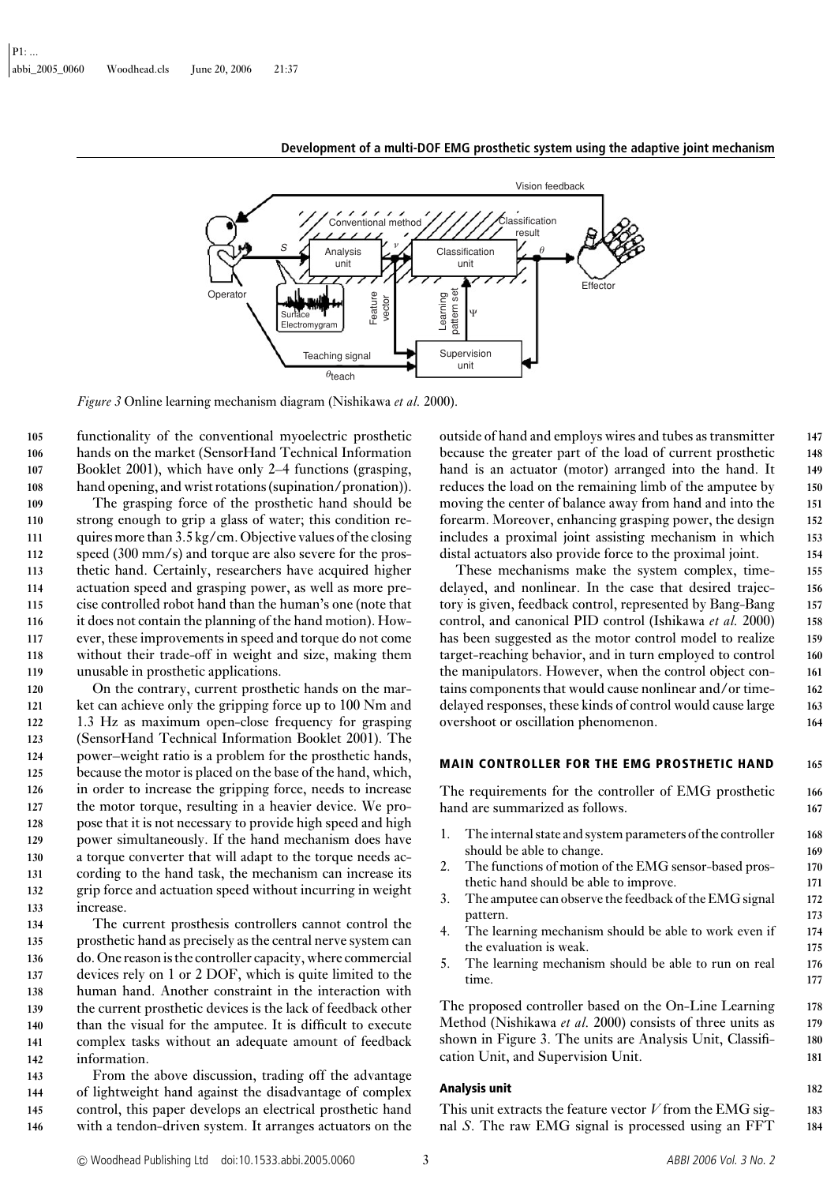*Figure 3* Online learning mechanism diagram (Nishikawa *et al.* 2000).

functionality of the conventional myoelectric prosthetic hands on the market (SensorHand Technical Information Booklet 2001), which have only 2–4 functions (grasping, hand opening, and wrist rotations (supination/pronation)).

The grasping force of the prosthetic hand should be strong enough to grip a glass of water; this condition requires more than 3.5 kg/cm. Objective values of the closing speed (300 mm/s) and torque are also severe for the prosthetic hand. Certainly, researchers have acquired higher actuation speed and grasping power, as well as more precise controlled robot hand than the human's one (note that it does not contain the planning of the hand motion). However, these improvements in speed and torque do not come without their trade-off in weight and size, making them unusable in prosthetic applications.

On the contrary, current prosthetic hands on the market can achieve only the gripping force up to 100 Nm and 1.3 Hz as maximum open-close frequency for grasping (SensorHand Technical Information Booklet 2001). The power–weight ratio is a problem for the prosthetic hands, because the motor is placed on the base of the hand, which, in order to increase the gripping force, needs to increase the motor torque, resulting in a heavier device. We propose that it is not necessary to provide high speed and high power simultaneously. If the hand mechanism does have a torque converter that will adapt to the torque needs according to the hand task, the mechanism can increase its grip force and actuation speed without incurring in weight increase.

The current prosthesis controllers cannot control the prosthetic hand as precisely as the central nerve system can do. One reason is the controller capacity, where commercial devices rely on 1 or 2 DOF, which is quite limited to the human hand. Another constraint in the interaction with the current prosthetic devices is the lack of feedback other than the visual for the amputee. It is difficult to execute complex tasks without an adequate amount of feedback information.

From the above discussion, trading off the advantage of lightweight hand against the disadvantage of complex control, this paper develops an electrical prosthetic hand with a tendon-driven system. It arranges actuators on the outside of hand and employs wires and tubes as transmitter because the greater part of the load of current prosthetic hand is an actuator (motor) arranged into the hand. It reduces the load on the remaining limb of the amputee by moving the center of balance away from hand and into the forearm. Moreover, enhancing grasping power, the design includes a proximal joint assisting mechanism in which distal actuators also provide force to the proximal joint.

These mechanisms make the system complex, time-delayed, and nonlinear. In the case that desired trajectory is given, feedback control, represented by Bang-Bang control, and canonical PID control (Ishikawa *et al.* 2000) has been suggested as the motor control model to realize target-reaching behavior, and in turn employed to control the manipulators. However, when the control object contains components that would cause nonlinear and/or time-delayed responses, these kinds of control would cause large overshoot or oscillation phenomenon.

## MAIN CONTROLLER FOR THE EMG PROSTHETIC HAND

The requirements for the controller of EMG prosthetic hand are summarized as follows.

1. The internal state and system parameters of the controller should be able to change.
2. The functions of motion of the EMG sensor-based prosthetic hand should be able to improve.
3. The amputee can observe the feedback of the EMG signal pattern.
4. The learning mechanism should be able to work even if the evaluation is weak.
5. The learning mechanism should be able to run on real time.

The proposed controller based on the On-Line Learning Method (Nishikawa *et al.* 2000) consists of three units as shown in Figure 3. The units are Analysis Unit, Classification Unit, and Supervision Unit.

### Analysis unit

This unit extracts the feature vector $V$ from the EMG signal $S$. The raw EMG signal is processed using an FFT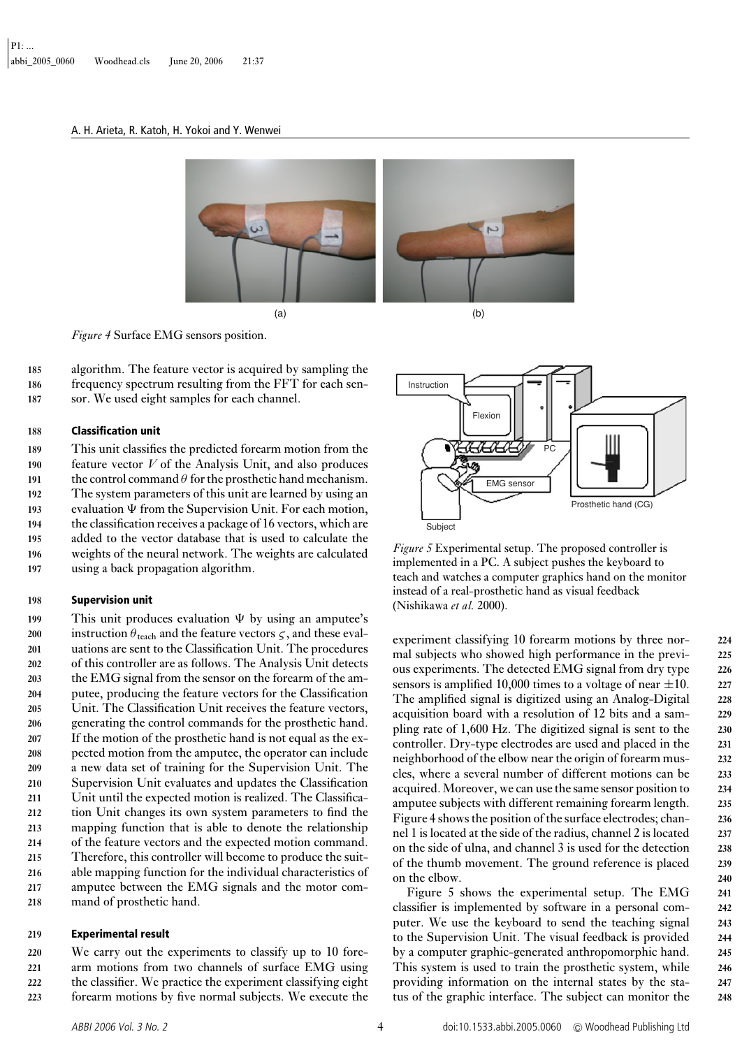*Figure 4* Surface EMG sensors position.

algorithm. The feature vector is acquired by sampling the frequency spectrum resulting from the FFT for each sensor. We used eight samples for each channel.

### Classification unit

This unit classifies the predicted forearm motion from the feature vector $V$ of the Analysis Unit, and also produces the control command $\theta$ for the prosthetic hand mechanism. The system parameters of this unit are learned by using an evaluation $\Psi$ from the Supervision Unit. For each motion, the classification receives a package of 16 vectors, which are added to the vector database that is used to calculate the weights of the neural network. The weights are calculated using a back propagation algorithm.

### Supervision unit

This unit produces evaluation $\Psi$ by using an amputee's instruction $\theta_{\text{teach}}$ and the feature vectors $\varsigma$, and these evaluations are sent to the Classification Unit. The procedures of this controller are as follows. The Analysis Unit detects the EMG signal from the sensor on the forearm of the amputee, producing the feature vectors for the Classification Unit. The Classification Unit receives the feature vectors, generating the control commands for the prosthetic hand. If the motion of the prosthetic hand is not equal as the expected motion from the amputee, the operator can include a new data set of training for the Supervision Unit. The Supervision Unit evaluates and updates the Classification Unit until the expected motion is realized. The Classification Unit changes its own system parameters to find the mapping function that is able to denote the relationship of the feature vectors and the expected motion command. Therefore, this controller will become to produce the suitable mapping function for the individual characteristics of amputee between the EMG signals and the motor command of prosthetic hand.

### Experimental result

We carry out the experiments to classify up to 10 forearm motions from two channels of surface EMG using the classifier. We practice the experiment classifying eight forearm motions by five normal subjects. We execute the experiment classifying 10 forearm motions by three normal subjects who showed high performance in the previous experiments. The detected EMG signal from dry type sensors is amplified 10,000 times to a voltage of near $\pm 10$. The amplified signal is digitized using an Analog-Digital acquisition board with a resolution of 12 bits and a sampling rate of 1,600 Hz. The digitized signal is sent to the controller. Dry-type electrodes are used and placed in the neighborhood of the elbow near the origin of forearm muscles, where a several number of different motions can be acquired. Moreover, we can use the same sensor position to amputee subjects with different remaining forearm length. Figure 4 shows the position of the surface electrodes; channel 1 is located at the side of the radius, channel 2 is located on the side of ulna, and channel 3 is used for the detection of the thumb movement. The ground reference is placed on the elbow.

*Figure 5* Experimental setup. The proposed controller is implemented in a PC. A subject pushes the keyboard to teach and watches a computer graphics hand on the monitor instead of a real-prosthetic hand as visual feedback (Nishikawa *et al.* 2000).

Figure 5 shows the experimental setup. The EMG classifier is implemented by software in a personal computer. We use the keyboard to send the teaching signal to the Supervision Unit. The visual feedback is provided by a computer graphic-generated anthropomorphic hand. This system is used to train the prosthetic system, while providing information on the internal states by the status of the graphic interface. The subject can monitor the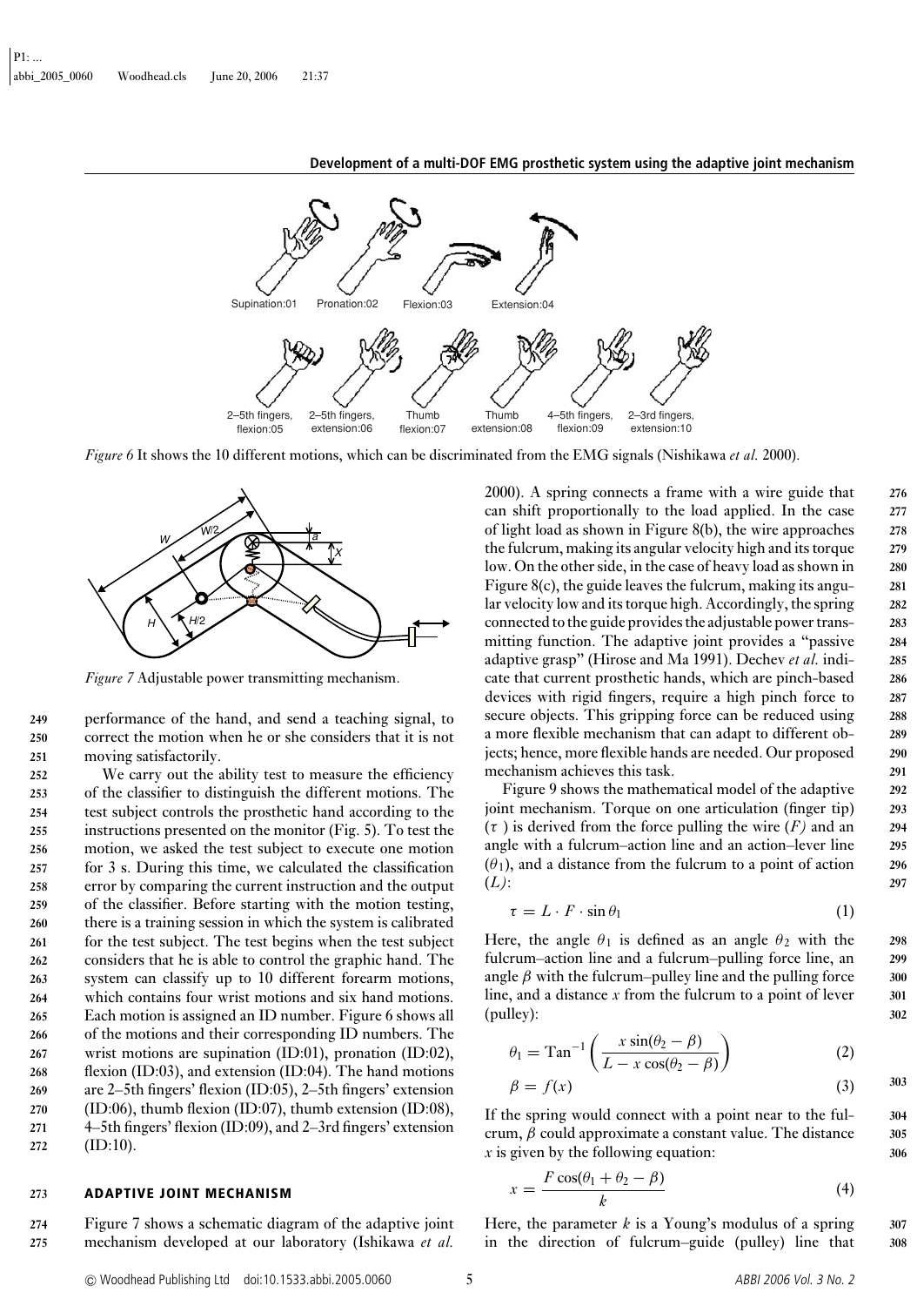*Figure 6* It shows the 10 different motions, which can be discriminated from the EMG signals (Nishikawa *et al.* 2000).

*Figure 7* Adjustable power transmitting mechanism.

performance of the hand, and send a teaching signal, to correct the motion when he or she considers that it is not moving satisfactorily.

We carry out the ability test to measure the efficiency of the classifier to distinguish the different motions. The test subject controls the prosthetic hand according to the instructions presented on the monitor (Fig. 5). To test the motion, we asked the test subject to execute one motion for 3 s. During this time, we calculated the classification error by comparing the current instruction and the output of the classifier. Before starting with the motion testing, there is a training session in which the system is calibrated for the test subject. The test begins when the test subject considers that he is able to control the graphic hand. The system can classify up to 10 different forearm motions, which contains four wrist motions and six hand motions. Each motion is assigned an ID number. Figure 6 shows all of the motions and their corresponding ID numbers. The wrist motions are supination (ID:01), pronation (ID:02), flexion (ID:03), and extension (ID:04). The hand motions are 2–5th fingers' flexion (ID:05), 2–5th fingers' extension (ID:06), thumb flexion (ID:07), thumb extension (ID:08), 4–5th fingers' flexion (ID:09), and 2–3rd fingers' extension (ID:10).

## ADAPTIVE JOINT MECHANISM

Figure 7 shows a schematic diagram of the adaptive joint mechanism developed at our laboratory (Ishikawa *et al.* 2000). A spring connects a frame with a wire guide that can shift proportionally to the load applied. In the case of light load as shown in Figure 8(b), the wire approaches the fulcrum, making its angular velocity high and its torque low. On the other side, in the case of heavy load as shown in Figure 8(c), the guide leaves the fulcrum, making its angular velocity low and its torque high. Accordingly, the spring connected to the guide provides the adjustable power transmitting function. The adaptive joint provides a "passive adaptive grasp" (Hirose and Ma 1991). Dechev *et al.* indicate that current prosthetic hands, which are pinch-based devices with rigid fingers, require a high pinch force to secure objects. This gripping force can be reduced using a more flexible mechanism that can adapt to different objects; hence, more flexible hands are needed. Our proposed mechanism achieves this task.

Figure 9 shows the mathematical model of the adaptive joint mechanism. Torque on one articulation (finger tip) ($\tau$) is derived from the force pulling the wire ($F$) and an angle with a fulcrum–action line and an action–lever line ($\theta_1$), and a distance from the fulcrum to a point of action ($L$):

$$\tau = L \cdot F \cdot \sin\theta_1 \tag{1}$$

Here, the angle $\theta_1$ is defined as an angle $\theta_2$ with the fulcrum–action line and a fulcrum–pulling force line, an angle $\beta$ with the fulcrum–pulley line and the pulling force line, and a distance $x$ from the fulcrum to a point of lever (pulley):

$$\theta_1 = \mathrm{Tan}^{-1}\left(\frac{x\sin(\theta_2 - \beta)}{L - x\cos(\theta_2 - \beta)}\right) \tag{2}$$

$$\beta = f(x) \tag{3}$$

If the spring would connect with a point near to the fulcrum, $\beta$ could approximate a constant value. The distance $x$ is given by the following equation:

$$x = \frac{F\cos(\theta_1 + \theta_2 - \beta)}{k} \tag{4}$$

Here, the parameter $k$ is a Young's modulus of a spring in the direction of fulcrum–guide (pulley) line that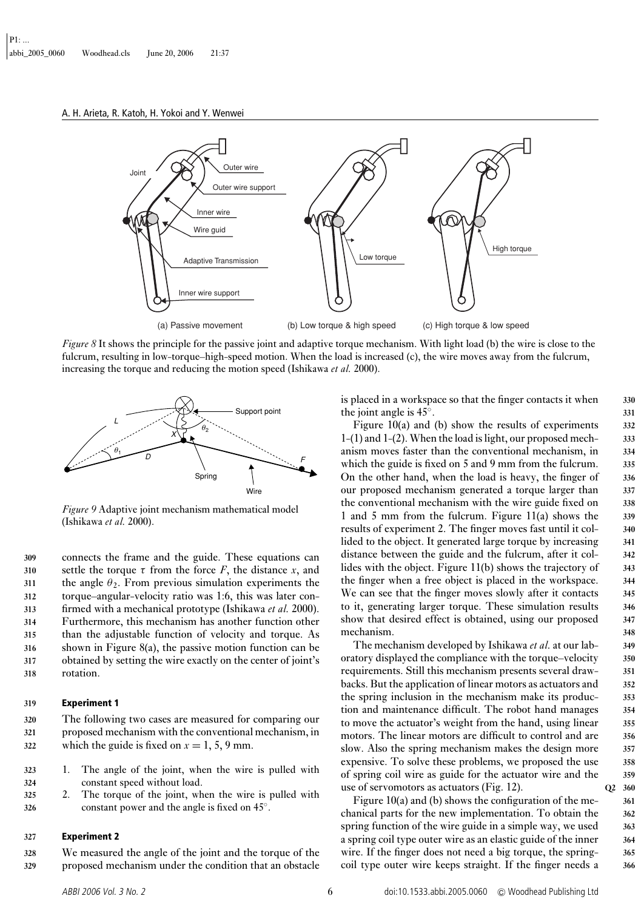*Figure 8* It shows the principle for the passive joint and adaptive torque mechanism. With light load (b) the wire is close to the fulcrum, resulting in low-torque–high-speed motion. When the load is increased (c), the wire moves away from the fulcrum, increasing the torque and reducing the motion speed (Ishikawa *et al.* 2000).

*Figure 9* Adaptive joint mechanism mathematical model (Ishikawa *et al.* 2000).

connects the frame and the guide. These equations can settle the torque $\tau$ from the force $F$, the distance $x$, and the angle $\theta_2$. From previous simulation experiments the torque–angular-velocity ratio was 1:6, this was later confirmed with a mechanical prototype (Ishikawa *et al.* 2000). Furthermore, this mechanism has another function other than the adjustable function of velocity and torque. As shown in Figure 8(a), the passive motion function can be obtained by setting the wire exactly on the center of joint's rotation.

### Experiment 1

The following two cases are measured for comparing our proposed mechanism with the conventional mechanism, in which the guide is fixed on $x = 1, 5, 9$ mm.

1. The angle of the joint, when the wire is pulled with constant speed without load.
2. The torque of the joint, when the wire is pulled with constant power and the angle is fixed on 45°.

### Experiment 2

We measured the angle of the joint and the torque of the proposed mechanism under the condition that an obstacle is placed in a workspace so that the finger contacts it when the joint angle is 45°.

Figure 10(a) and (b) show the results of experiments 1-(1) and 1-(2). When the load is light, our proposed mechanism moves faster than the conventional mechanism, in which the guide is fixed on 5 and 9 mm from the fulcrum. On the other hand, when the load is heavy, the finger of our proposed mechanism generated a torque larger than the conventional mechanism with the wire guide fixed on 1 and 5 mm from the fulcrum. Figure 11(a) shows the results of experiment 2. The finger moves fast until it collided to the object. It generated large torque by increasing distance between the guide and the fulcrum, after it collides with the object. Figure 11(b) shows the trajectory of the finger when a free object is placed in the workspace. We can see that the finger moves slowly after it contacts to it, generating larger torque. These simulation results show that desired effect is obtained, using our proposed mechanism.

The mechanism developed by Ishikawa *et al.* at our laboratory displayed the compliance with the torque–velocity requirements. Still this mechanism presents several drawbacks. But the application of linear motors as actuators and the spring inclusion in the mechanism make its production and maintenance difficult. The robot hand manages to move the actuator's weight from the hand, using linear motors. The linear motors are difficult to control and are slow. Also the spring mechanism makes the design more expensive. To solve these problems, we proposed the use of spring coil wire as guide for the actuator wire and the use of servomotors as actuators (Fig. 12).

Figure 10(a) and (b) shows the configuration of the mechanical parts for the new implementation. To obtain the spring function of the wire guide in a simple way, we used a spring coil type outer wire as an elastic guide of the inner wire. If the finger does not need a big torque, the spring-coil type outer wire keeps straight. If the finger needs a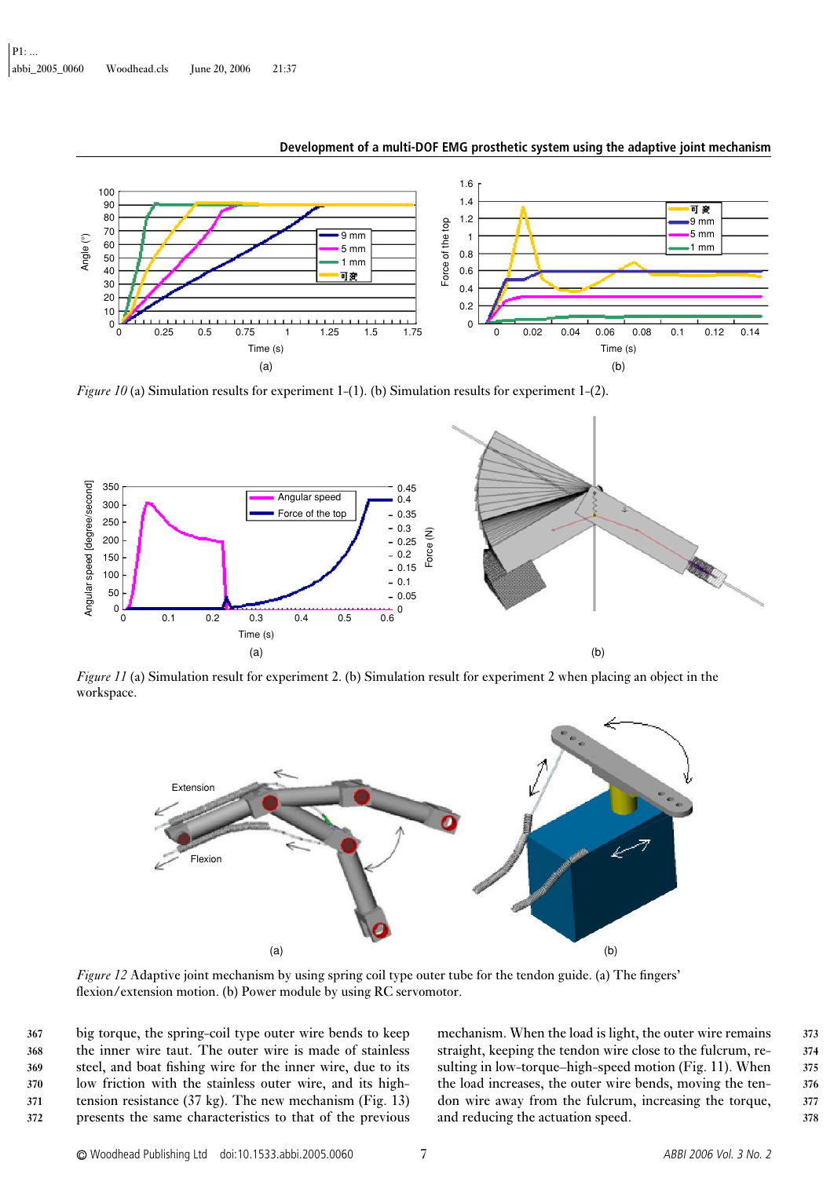*Figure 10* (a) Simulation results for experiment 1-(1). (b) Simulation results for experiment 1-(2).

*Figure 11* (a) Simulation result for experiment 2. (b) Simulation result for experiment 2 when placing an object in the workspace.

*Figure 12* Adaptive joint mechanism by using spring coil type outer tube for the tendon guide. (a) The fingers' flexion/extension motion. (b) Power module by using RC servomotor.

big torque, the spring-coil type outer wire bends to keep the inner wire taut. The outer wire is made of stainless steel, and boat fishing wire for the inner wire, due to its low friction with the stainless outer wire, and its high-tension resistance (37 kg). The new mechanism (Fig. 13) presents the same characteristics to that of the previous mechanism. When the load is light, the outer wire remains straight, keeping the tendon wire close to the fulcrum, resulting in low-torque–high-speed motion (Fig. 11). When the load increases, the outer wire bends, moving the tendon wire away from the fulcrum, increasing the torque, and reducing the actuation speed.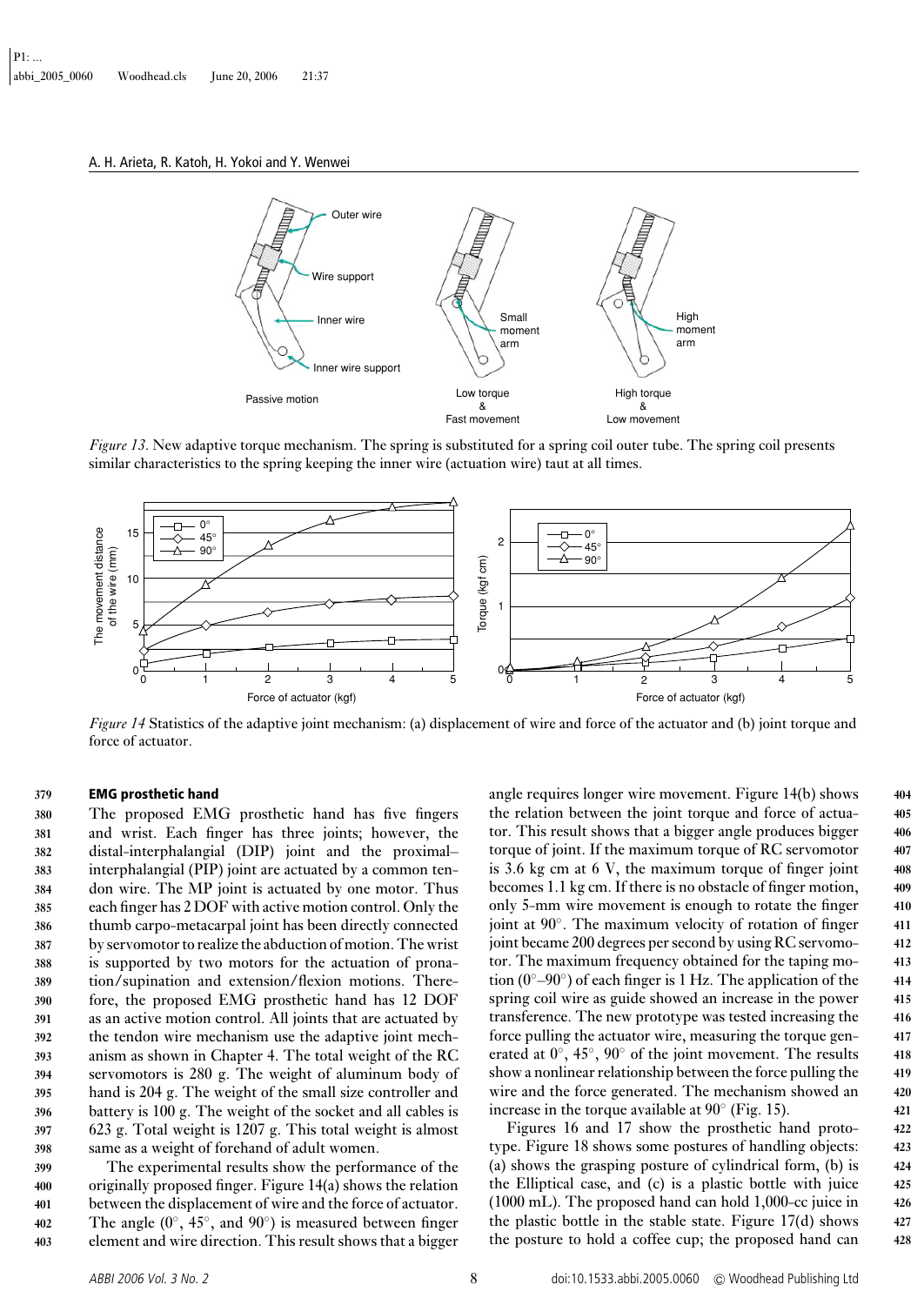*Figure 13*. New adaptive torque mechanism. The spring is substituted for a spring coil outer tube. The spring coil presents similar characteristics to the spring keeping the inner wire (actuation wire) taut at all times.

*Figure 14* Statistics of the adaptive joint mechanism: (a) displacement of wire and force of the actuator and (b) joint torque and force of actuator.

### EMG prosthetic hand

The proposed EMG prosthetic hand has five fingers and wrist. Each finger has three joints; however, the distal-interphalangial (DIP) joint and the proximal–interphalangial (PIP) joint are actuated by a common tendon wire. The MP joint is actuated by one motor. Thus each finger has 2 DOF with active motion control. Only the thumb carpo-metacarpal joint has been directly connected by servomotor to realize the abduction of motion. The wrist is supported by two motors for the actuation of pronation/supination and extension/flexion motions. Therefore, the proposed EMG prosthetic hand has 12 DOF as an active motion control. All joints that are actuated by the tendon wire mechanism use the adaptive joint mechanism as shown in Chapter 4. The total weight of the RC servomotors is 280 g. The weight of aluminum body of hand is 204 g. The weight of the small size controller and battery is 100 g. The weight of the socket and all cables is 623 g. Total weight is 1207 g. This total weight is almost same as a weight of forehand of adult women.

The experimental results show the performance of the originally proposed finger. Figure 14(a) shows the relation between the displacement of wire and the force of actuator. The angle (0°, 45°, and 90°) is measured between finger element and wire direction. This result shows that a bigger angle requires longer wire movement. Figure 14(b) shows the relation between the joint torque and force of actuator. This result shows that a bigger angle produces bigger torque of joint. If the maximum torque of RC servomotor is 3.6 kg cm at 6 V, the maximum torque of finger joint becomes 1.1 kg cm. If there is no obstacle of finger motion, only 5-mm wire movement is enough to rotate the finger joint at 90°. The maximum velocity of rotation of finger joint became 200 degrees per second by using RC servomotor. The maximum frequency obtained for the taping motion (0°–90°) of each finger is 1 Hz. The application of the spring coil wire as guide showed an increase in the power transference. The new prototype was tested increasing the force pulling the actuator wire, measuring the torque generated at 0°, 45°, 90° of the joint movement. The results show a nonlinear relationship between the force pulling the wire and the force generated. The mechanism showed an increase in the torque available at 90° (Fig. 15).

Figures 16 and 17 show the prosthetic hand prototype. Figure 18 shows some postures of handling objects: (a) shows the grasping posture of cylindrical form, (b) is the Elliptical case, and (c) is a plastic bottle with juice (1000 mL). The proposed hand can hold 1,000-cc juice in the plastic bottle in the stable state. Figure 17(d) shows the posture to hold a coffee cup; the proposed hand can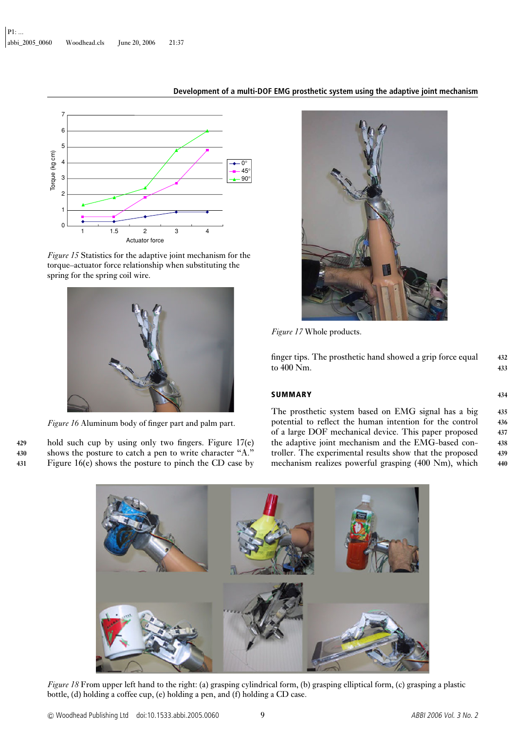*Figure 15* Statistics for the adaptive joint mechanism for the torque–actuator force relationship when substituting the spring for the spring coil wire.

*Figure 16* Aluminum body of finger part and palm part.

hold such cup by using only two fingers. Figure 17(e) shows the posture to catch a pen to write character "A." Figure 16(e) shows the posture to pinch the CD case by finger tips. The prosthetic hand showed a grip force equal to 400 Nm.

*Figure 17* Whole products.

## SUMMARY

The prosthetic system based on EMG signal has a big potential to reflect the human intention for the control of a large DOF mechanical device. This paper proposed the adaptive joint mechanism and the EMG-based controller. The experimental results show that the proposed mechanism realizes powerful grasping (400 Nm), which

*Figure 18* From upper left hand to the right: (a) grasping cylindrical form, (b) grasping elliptical form, (c) grasping a plastic bottle, (d) holding a coffee cup, (e) holding a pen, and (f) holding a CD case.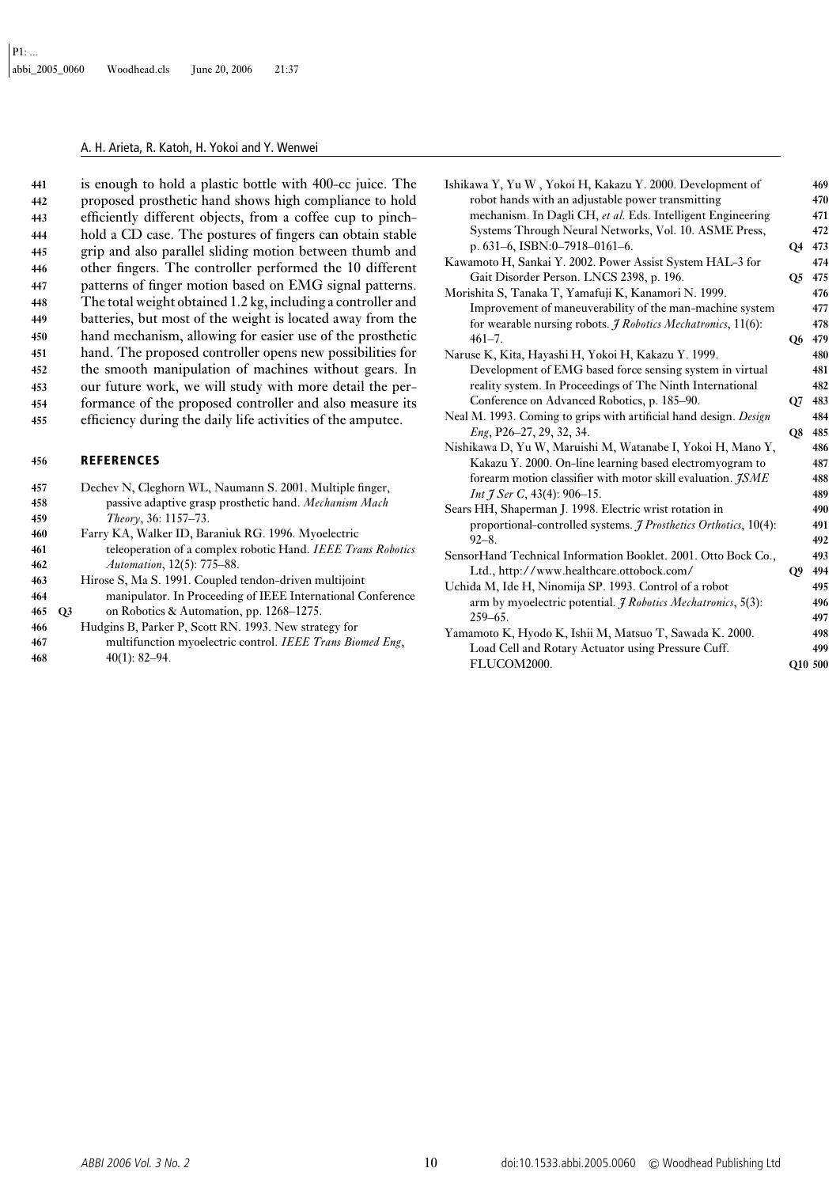is enough to hold a plastic bottle with 400-cc juice. The proposed prosthetic hand shows high compliance to hold efficiently different objects, from a coffee cup to pinch-hold a CD case. The postures of fingers can obtain stable grip and also parallel sliding motion between thumb and other fingers. The controller performed the 10 different patterns of finger motion based on EMG signal patterns. The total weight obtained 1.2 kg, including a controller and batteries, but most of the weight is located away from the hand mechanism, allowing for easier use of the prosthetic hand. The proposed controller opens new possibilities for the smooth manipulation of machines without gears. In our future work, we will study with more detail the performance of the proposed controller and also measure its efficiency during the daily life activities of the amputee.

## REFERENCES

Dechev N, Cleghorn WL, Naumann S. 2001. Multiple finger, passive adaptive grasp prosthetic hand. *Mechanism Mach Theory*, 36: 1157–73.

Farry KA, Walker ID, Baraniuk RG. 1996. Myoelectric teleoperation of a complex robotic Hand. *IEEE Trans Robotics Automation*, 12(5): 775–88.

Hirose S, Ma S. 1991. Coupled tendon-driven multijoint manipulator. In Proceeding of IEEE International Conference on Robotics & Automation, pp. 1268–1275.

Hudgins B, Parker P, Scott RN. 1993. New strategy for multifunction myoelectric control. *IEEE Trans Biomed Eng*, 40(1): 82–94.

Ishikawa Y, Yu W , Yokoi H, Kakazu Y. 2000. Development of robot hands with an adjustable power transmitting mechanism. In Dagli CH, *et al*. Eds. Intelligent Engineering Systems Through Neural Networks, Vol. 10. ASME Press, p. 631–6, ISBN:0–7918–0161–6.

Kawamoto H, Sankai Y. 2002. Power Assist System HAL-3 for Gait Disorder Person. LNCS 2398, p. 196.

Morishita S, Tanaka T, Yamafuji K, Kanamori N. 1999. Improvement of maneuverability of the man-machine system for wearable nursing robots. *J Robotics Mechatronics*, 11(6): 461–7.

Naruse K, Kita, Hayashi H, Yokoi H, Kakazu Y. 1999. Development of EMG based force sensing system in virtual reality system. In Proceedings of The Ninth International Conference on Advanced Robotics, p. 185–90.

Neal M. 1993. Coming to grips with artificial hand design. *Design Eng*, P26–27, 29, 32, 34.

Nishikawa D, Yu W, Maruishi M, Watanabe I, Yokoi H, Mano Y, Kakazu Y. 2000. On-line learning based electromyogram to forearm motion classifier with motor skill evaluation. *JSME Int J Ser C*, 43(4): 906–15.

Sears HH, Shaperman J. 1998. Electric wrist rotation in proportional-controlled systems. *J Prosthetics Orthotics*, 10(4): 92–8.

SensorHand Technical Information Booklet. 2001. Otto Bock Co., Ltd., http://www.healthcare.ottobock.com/

Uchida M, Ide H, Ninomija SP. 1993. Control of a robot arm by myoelectric potential. *J Robotics Mechatronics*, 5(3): 259–65.

Yamamoto K, Hyodo K, Ishii M, Matsuo T, Sawada K. 2000. Load Cell and Rotary Actuator using Pressure Cuff. FLUCOM2000.